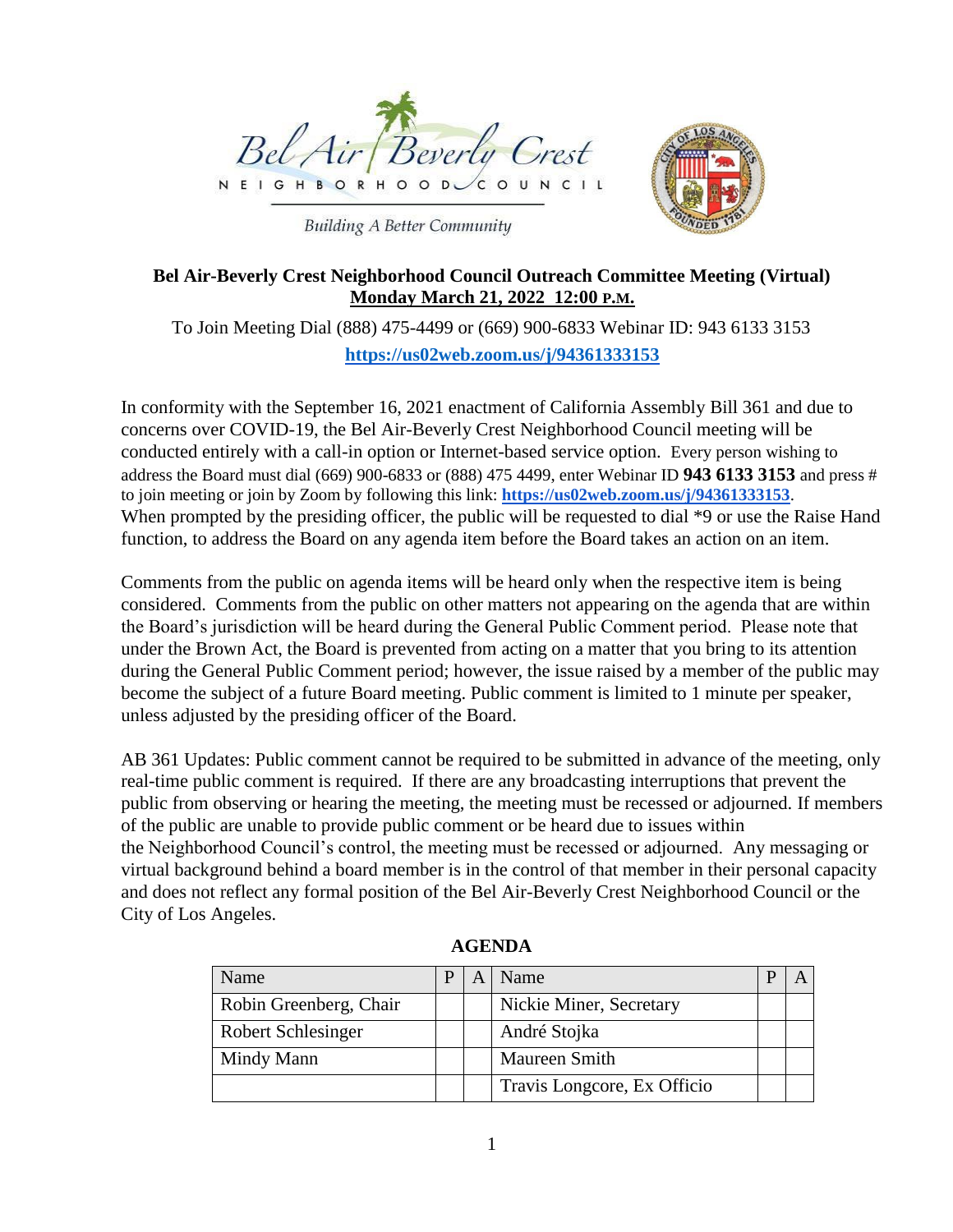Bel Air Beverly Crest

NEIGHBORHOOD COUNCIL

*Building A Better Community*

**Bel Air-Beverly Crest Neighborhood Council Outreach Committee Meeting (Virtual)**
**Monday March 21, 2022 12:00 P.M.**

To Join Meeting Dial (888) 475-4499 or (669) 900-6833 Webinar ID: 943 6133 3153
**https://us02web.zoom.us/j/94361333153**

In conformity with the September 16, 2021 enactment of California Assembly Bill 361 and due to concerns over COVID-19, the Bel Air-Beverly Crest Neighborhood Council meeting will be conducted entirely with a call-in option or Internet-based service option. Every person wishing to address the Board must dial (669) 900-6833 or (888) 475 4499, enter Webinar ID **943 6133 3153** and press # to join meeting or join by Zoom by following this link: **https://us02web.zoom.us/j/94361333153**. When prompted by the presiding officer, the public will be requested to dial *9 or use the Raise Hand function, to address the Board on any agenda item before the Board takes an action on an item.

Comments from the public on agenda items will be heard only when the respective item is being considered. Comments from the public on other matters not appearing on the agenda that are within the Board's jurisdiction will be heard during the General Public Comment period. Please note that under the Brown Act, the Board is prevented from acting on a matter that you bring to its attention during the General Public Comment period; however, the issue raised by a member of the public may become the subject of a future Board meeting. Public comment is limited to 1 minute per speaker, unless adjusted by the presiding officer of the Board.

AB 361 Updates: Public comment cannot be required to be submitted in advance of the meeting, only real-time public comment is required. If there are any broadcasting interruptions that prevent the public from observing or hearing the meeting, the meeting must be recessed or adjourned. If members of the public are unable to provide public comment or be heard due to issues within the Neighborhood Council's control, the meeting must be recessed or adjourned. Any messaging or virtual background behind a board member is in the control of that member in their personal capacity and does not reflect any formal position of the Bel Air-Beverly Crest Neighborhood Council or the City of Los Angeles.

**AGENDA**

| Name | P | A | Name | P | A |
|---|---|---|---|---|---|
| Robin Greenberg, Chair | | | Nickie Miner, Secretary | | |
| Robert Schlesinger | | | André Stojka | | |
| Mindy Mann | | | Maureen Smith | | |
| | | | Travis Longcore, Ex Officio | | |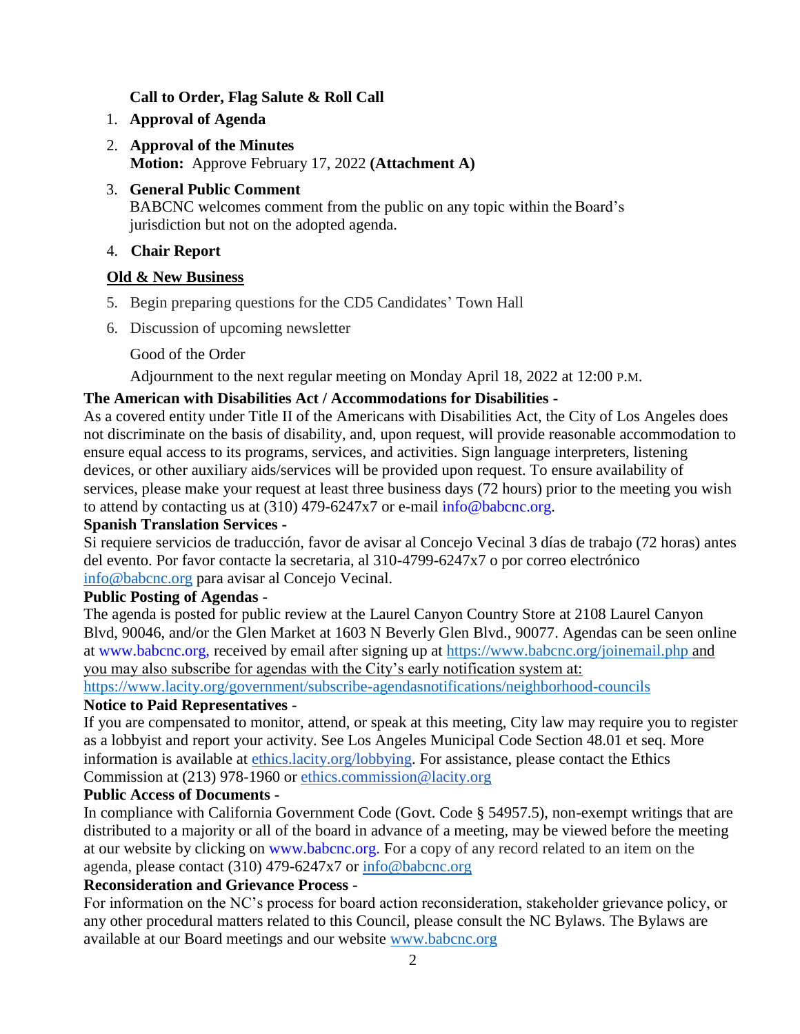**Call to Order, Flag Salute & Roll Call**

1. **Approval of Agenda**
2. **Approval of the Minutes**
   **Motion:** Approve February 17, 2022 **(Attachment A)**
3. **General Public Comment**
   BABCNC welcomes comment from the public on any topic within the Board's jurisdiction but not on the adopted agenda.
4. **Chair Report**

**Old & New Business**

5. Begin preparing questions for the CD5 Candidates' Town Hall
6. Discussion of upcoming newsletter

Good of the Order

Adjournment to the next regular meeting on Monday April 18, 2022 at 12:00 P.M.

**The American with Disabilities Act / Accommodations for Disabilities -**
As a covered entity under Title II of the Americans with Disabilities Act, the City of Los Angeles does not discriminate on the basis of disability, and, upon request, will provide reasonable accommodation to ensure equal access to its programs, services, and activities. Sign language interpreters, listening devices, or other auxiliary aids/services will be provided upon request. To ensure availability of services, please make your request at least three business days (72 hours) prior to the meeting you wish to attend by contacting us at (310) 479-6247x7 or e-mail info@babcnc.org.

**Spanish Translation Services -**
Si requiere servicios de traducción, favor de avisar al Concejo Vecinal 3 días de trabajo (72 horas) antes del evento. Por favor contacte la secretaria, al 310-4799-6247x7 o por correo electrónico info@babcnc.org para avisar al Concejo Vecinal.

**Public Posting of Agendas -**
The agenda is posted for public review at the Laurel Canyon Country Store at 2108 Laurel Canyon Blvd, 90046, and/or the Glen Market at 1603 N Beverly Glen Blvd., 90077. Agendas can be seen online at www.babcnc.org, received by email after signing up at https://www.babcnc.org/joinemail.php and you may also subscribe for agendas with the City's early notification system at: https://www.lacity.org/government/subscribe-agendasnotifications/neighborhood-councils

**Notice to Paid Representatives -**
If you are compensated to monitor, attend, or speak at this meeting, City law may require you to register as a lobbyist and report your activity. See Los Angeles Municipal Code Section 48.01 et seq. More information is available at ethics.lacity.org/lobbying. For assistance, please contact the Ethics Commission at (213) 978-1960 or ethics.commission@lacity.org

**Public Access of Documents -**
In compliance with California Government Code (Govt. Code § 54957.5), non-exempt writings that are distributed to a majority or all of the board in advance of a meeting, may be viewed before the meeting at our website by clicking on www.babcnc.org. For a copy of any record related to an item on the agenda, please contact (310) 479-6247x7 or info@babcnc.org

**Reconsideration and Grievance Process -**
For information on the NC's process for board action reconsideration, stakeholder grievance policy, or any other procedural matters related to this Council, please consult the NC Bylaws. The Bylaws are available at our Board meetings and our website www.babcnc.org